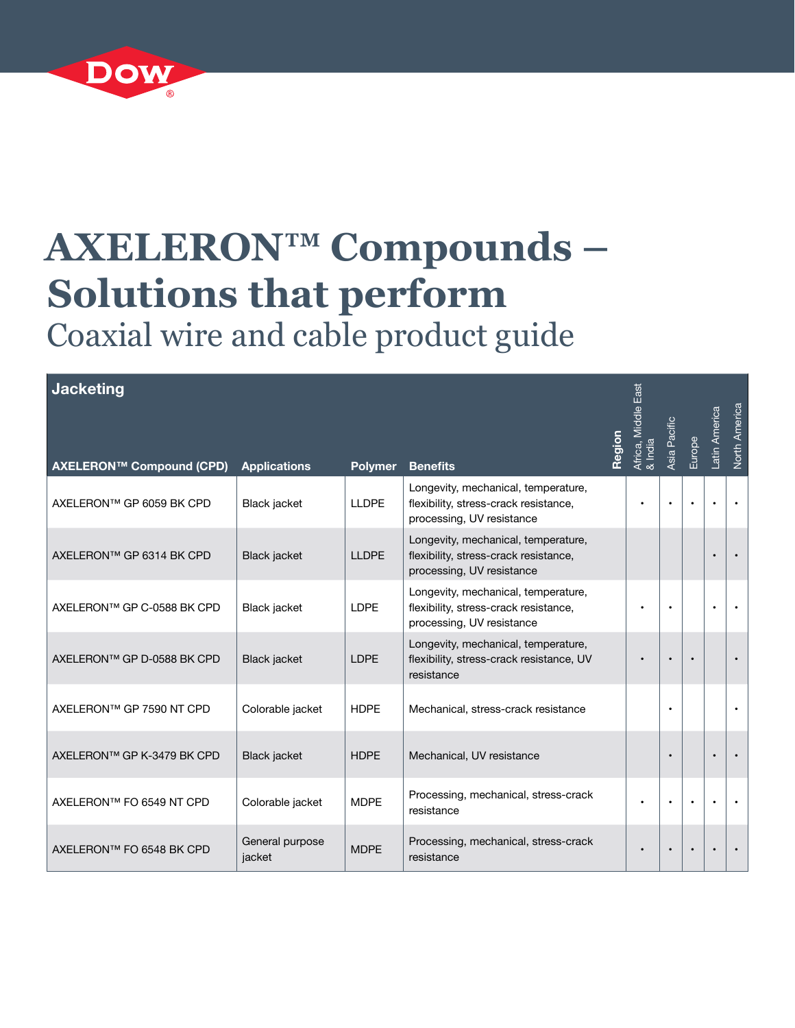# AXELERON™ Compounds – Solutions that perform

## Coaxial wire and cable product guide

### Jacketing

| AXELERON™ Compound (CPD) | Applications | Polymer | Benefits | Africa, Middle East & India | Asia Pacific | Europe | Latin America | North America |
|---|---|---|---|---|---|---|---|---|
| AXELERON™ GP 6059 BK CPD | Black jacket | LLDPE | Longevity, mechanical, temperature, flexibility, stress-crack resistance, processing, UV resistance | • | • | • | • | • |
| AXELERON™ GP 6314 BK CPD | Black jacket | LLDPE | Longevity, mechanical, temperature, flexibility, stress-crack resistance, processing, UV resistance | | | | • | • |
| AXELERON™ GP C-0588 BK CPD | Black jacket | LDPE | Longevity, mechanical, temperature, flexibility, stress-crack resistance, processing, UV resistance | • | • | | • | • |
| AXELERON™ GP D-0588 BK CPD | Black jacket | LDPE | Longevity, mechanical, temperature, flexibility, stress-crack resistance, UV resistance | • | • | • | | • |
| AXELERON™ GP 7590 NT CPD | Colorable jacket | HDPE | Mechanical, stress-crack resistance | | • | | | • |
| AXELERON™ GP K-3479 BK CPD | Black jacket | HDPE | Mechanical, UV resistance | | • | | • | • |
| AXELERON™ FO 6549 NT CPD | Colorable jacket | MDPE | Processing, mechanical, stress-crack resistance | • | • | • | • | • |
| AXELERON™ FO 6548 BK CPD | General purpose jacket | MDPE | Processing, mechanical, stress-crack resistance | • | • | • | • | • |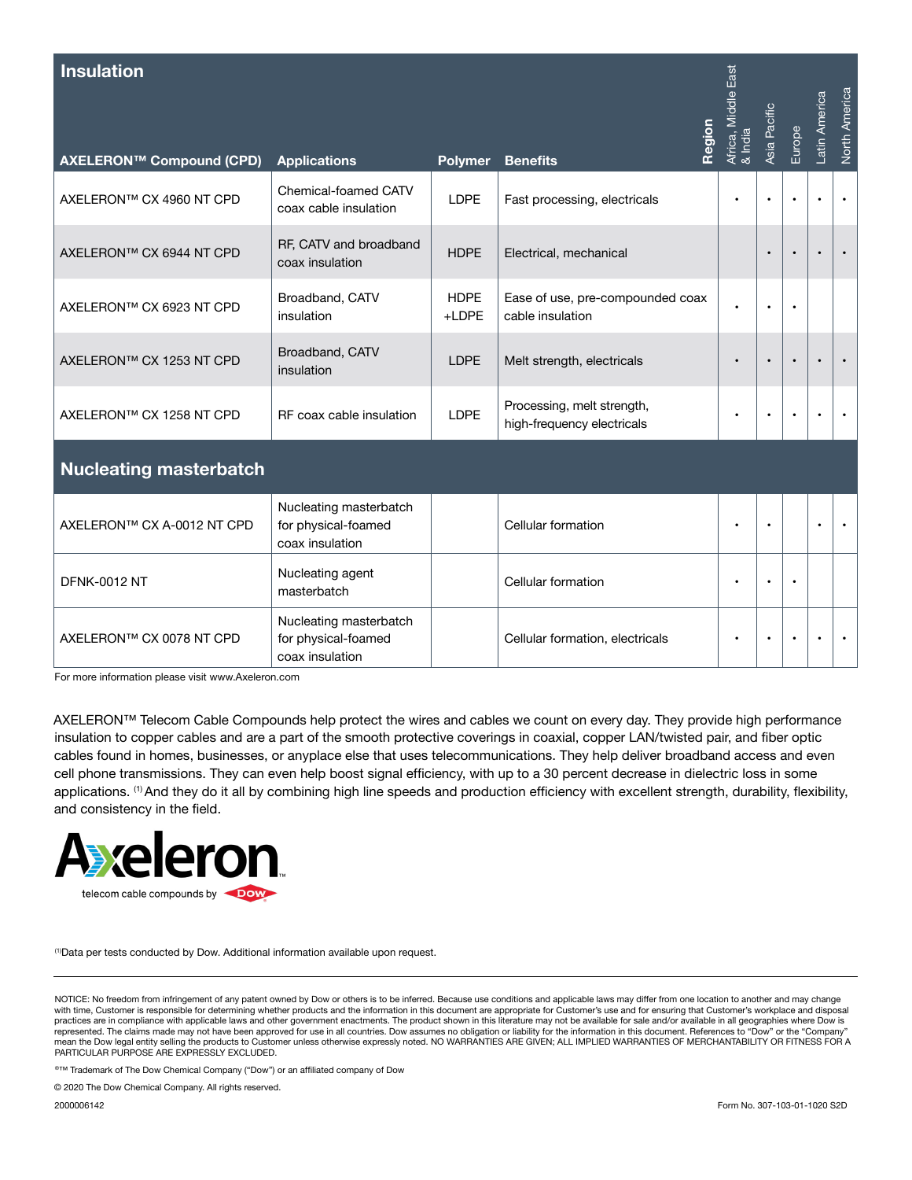## Insulation

| AXELERON™ Compound (CPD) | Applications | Polymer | Benefits | Region: Africa, Middle East & India | Asia Pacific | Europe | Latin America | North America |
|---|---|---|---|---|---|---|---|---|
| AXELERON™ CX 4960 NT CPD | Chemical-foamed CATV coax cable insulation | LDPE | Fast processing, electricals | • | • | • | • | • |
| AXELERON™ CX 6944 NT CPD | RF, CATV and broadband coax insulation | HDPE | Electrical, mechanical | | • | • | • | • |
| AXELERON™ CX 6923 NT CPD | Broadband, CATV insulation | HDPE +LDPE | Ease of use, pre-compounded coax cable insulation | • | • | • | | |
| AXELERON™ CX 1253 NT CPD | Broadband, CATV insulation | LDPE | Melt strength, electricals | • | • | • | • | • |
| AXELERON™ CX 1258 NT CPD | RF coax cable insulation | LDPE | Processing, melt strength, high-frequency electricals | • | • | • | • | • |

## Nucleating masterbatch

| AXELERON™ Compound (CPD) | Applications | Polymer | Benefits | Africa, Middle East & India | Asia Pacific | Europe | Latin America | North America |
|---|---|---|---|---|---|---|---|---|
| AXELERON™ CX A-0012 NT CPD | Nucleating masterbatch for physical-foamed coax insulation | | Cellular formation | • | • | | • | • |
| DFNK-0012 NT | Nucleating agent masterbatch | | Cellular formation | • | • | • | | |
| AXELERON™ CX 0078 NT CPD | Nucleating masterbatch for physical-foamed coax insulation | | Cellular formation, electricals | • | • | • | • | • |

For more information please visit www.Axeleron.com

AXELERON™ Telecom Cable Compounds help protect the wires and cables we count on every day. They provide high performance insulation to copper cables and are a part of the smooth protective coverings in coaxial, copper LAN/twisted pair, and fiber optic cables found in homes, businesses, or anyplace else that uses telecommunications. They help deliver broadband access and even cell phone transmissions. They can even help boost signal efficiency, with up to a 30 percent decrease in dielectric loss in some applications. [1] And they do it all by combining high line speeds and production efficiency with excellent strength, durability, flexibility, and consistency in the field.

[1]Data per tests conducted by Dow. Additional information available upon request.

NOTICE: No freedom from infringement of any patent owned by Dow or others is to be inferred. Because use conditions and applicable laws may differ from one location to another and may change with time, Customer is responsible for determining whether products and the information in this document are appropriate for Customer's use and for ensuring that Customer's workplace and disposal practices are in compliance with applicable laws and other government enactments. The product shown in this literature may not be available for sale and/or available in all geographies where Dow is represented. The claims made may not have been approved for use in all countries. Dow assumes no obligation or liability for the information in this document. References to "Dow" or the "Company" mean the Dow legal entity selling the products to Customer unless otherwise expressly noted. NO WARRANTIES ARE GIVEN; ALL IMPLIED WARRANTIES OF MERCHANTABILITY OR FITNESS FOR A PARTICULAR PURPOSE ARE EXPRESSLY EXCLUDED.

®™ Trademark of The Dow Chemical Company ("Dow") or an affiliated company of Dow

© 2020 The Dow Chemical Company. All rights reserved.

2000006142

Form No. 307-103-01-1020 S2D